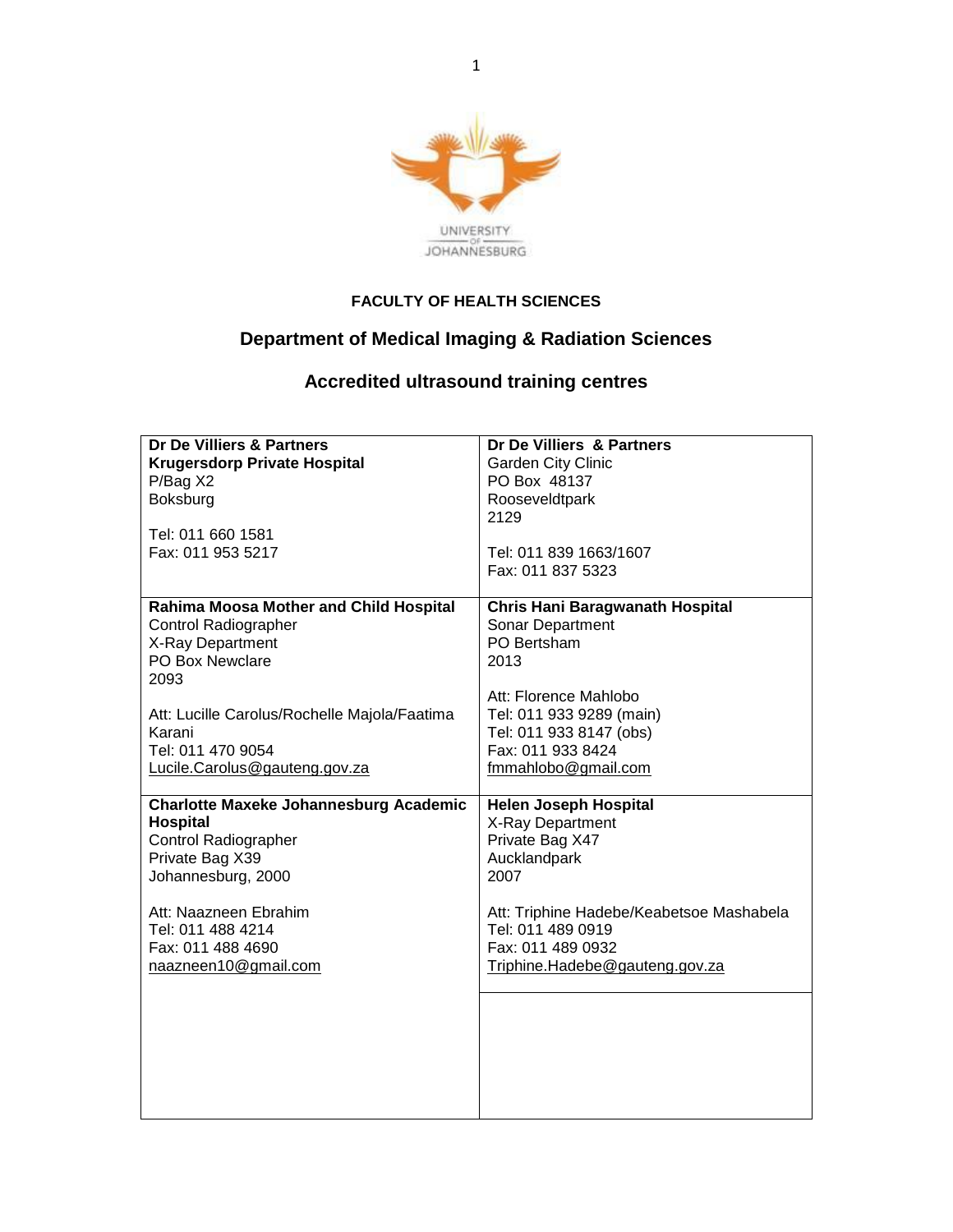UNIVERSITY OF JOHANNESBURG

**FACULTY OF HEALTH SCIENCES**

## Department of Medical Imaging & Radiation Sciences

## Accredited ultrasound training centres

| | |
|---|---|
| **Dr De Villiers & Partners**<br>**Krugersdorp Private Hospital**<br>P/Bag X2<br>Boksburg<br><br>Tel: 011 660 1581<br>Fax: 011 953 5217 | **Dr De Villiers & Partners**<br>Garden City Clinic<br>PO Box 48137<br>Rooseveldtpark<br>2129<br><br>Tel: 011 839 1663/1607<br>Fax: 011 837 5323 |
| **Rahima Moosa Mother and Child Hospital**<br>Control Radiographer<br>X-Ray Department<br>PO Box Newclare<br>2093<br><br>Att: Lucille Carolus/Rochelle Majola/Faatima Karani<br>Tel: 011 470 9054<br>Lucile.Carolus@gauteng.gov.za | **Chris Hani Baragwanath Hospital**<br>Sonar Department<br>PO Bertsham<br>2013<br><br>Att: Florence Mahlobo<br>Tel: 011 933 9289 (main)<br>Tel: 011 933 8147 (obs)<br>Fax: 011 933 8424<br>fmmahlobo@gmail.com |
| **Charlotte Maxeke Johannesburg Academic Hospital**<br>Control Radiographer<br>Private Bag X39<br>Johannesburg, 2000<br><br>Att: Naazneen Ebrahim<br>Tel: 011 488 4214<br>Fax: 011 488 4690<br>naazneen10@gmail.com | **Helen Joseph Hospital**<br>X-Ray Department<br>Private Bag X47<br>Aucklandpark<br>2007<br><br>Att: Triphine Hadebe/Keabetsoe Mashabela<br>Tel: 011 489 0919<br>Fax: 011 489 0932<br>Triphine.Hadebe@gauteng.gov.za |
| | |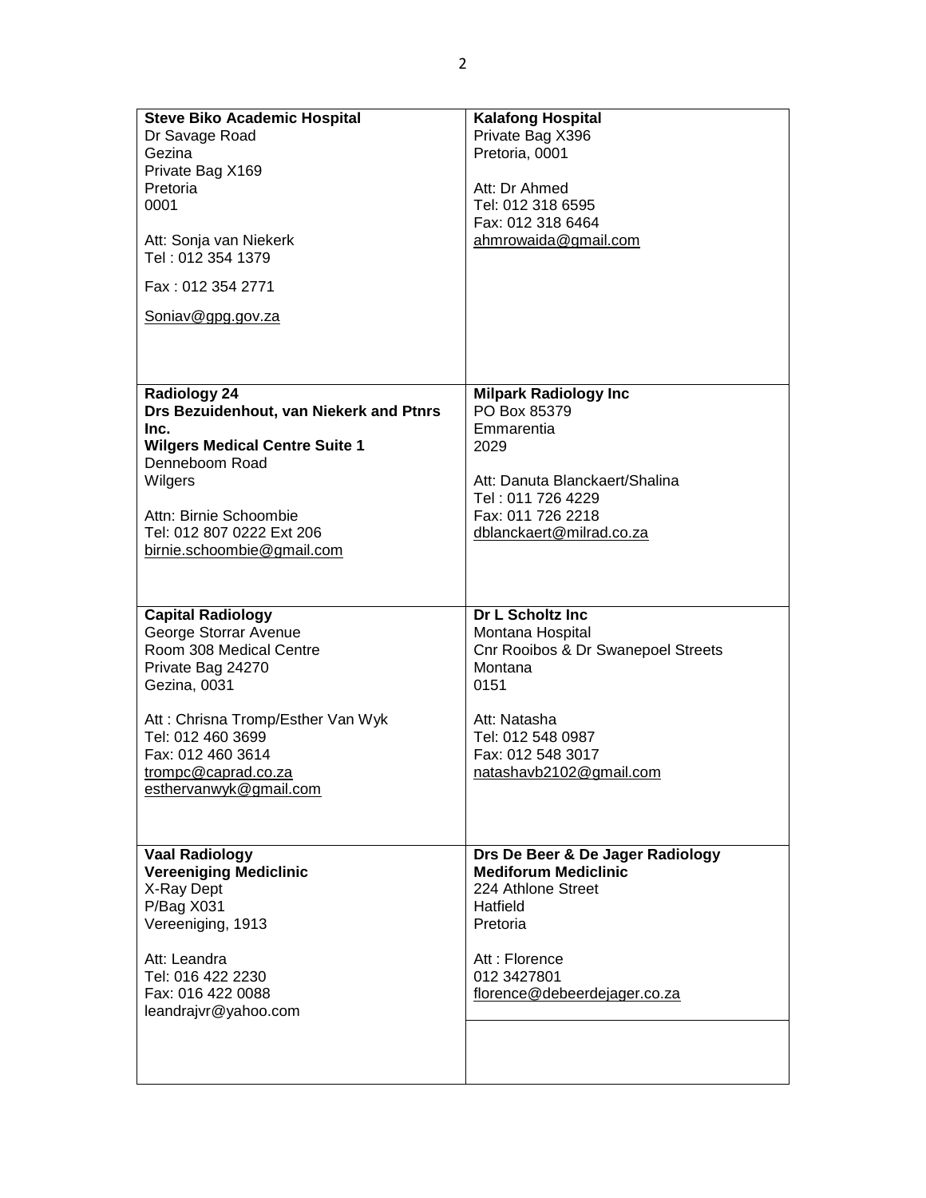| | |
|---|---|
| **Steve Biko Academic Hospital**<br>Dr Savage Road<br>Gezina<br>Private Bag X169<br>Pretoria<br>0001<br><br>Att: Sonja van Niekerk<br>Tel : 012 354 1379<br>Fax : 012 354 2771<br>Soniav@gpg.gov.za | **Kalafong Hospital**<br>Private Bag X396<br>Pretoria, 0001<br><br>Att: Dr Ahmed<br>Tel: 012 318 6595<br>Fax: 012 318 6464<br>ahmrowaida@gmail.com |
| **Radiology 24**<br>**Drs Bezuidenhout, van Niekerk and Ptnrs Inc.**<br>**Wilgers Medical Centre Suite 1**<br>Denneboom Road<br>Wilgers<br><br>Attn: Birnie Schoombie<br>Tel: 012 807 0222 Ext 206<br>birnie.schoombie@gmail.com | **Milpark Radiology Inc**<br>PO Box 85379<br>Emmarentia<br>2029<br><br>Att: Danuta Blanckaert/Shalina<br>Tel : 011 726 4229<br>Fax: 011 726 2218<br>dblanckaert@milrad.co.za |
| **Capital Radiology**<br>George Storrar Avenue<br>Room 308 Medical Centre<br>Private Bag 24270<br>Gezina, 0031<br><br>Att : Chrisna Tromp/Esther Van Wyk<br>Tel: 012 460 3699<br>Fax: 012 460 3614<br>trompc@caprad.co.za<br>esthervanwyk@gmail.com | **Dr L Scholtz Inc**<br>Montana Hospital<br>Cnr Rooibos & Dr Swanepoel Streets<br>Montana<br>0151<br><br>Att: Natasha<br>Tel: 012 548 0987<br>Fax: 012 548 3017<br>natashavb2102@gmail.com |
| **Vaal Radiology**<br>**Vereeniging Mediclinic**<br>X-Ray Dept<br>P/Bag X031<br>Vereeniging, 1913<br><br>Att: Leandra<br>Tel: 016 422 2230<br>Fax: 016 422 0088<br>leandrajvr@yahoo.com | **Drs De Beer & De Jager Radiology**<br>**Mediforum Mediclinic**<br>224 Athlone Street<br>Hatfield<br>Pretoria<br><br>Att : Florence<br>012 3427801<br>florence@debeerdejager.co.za |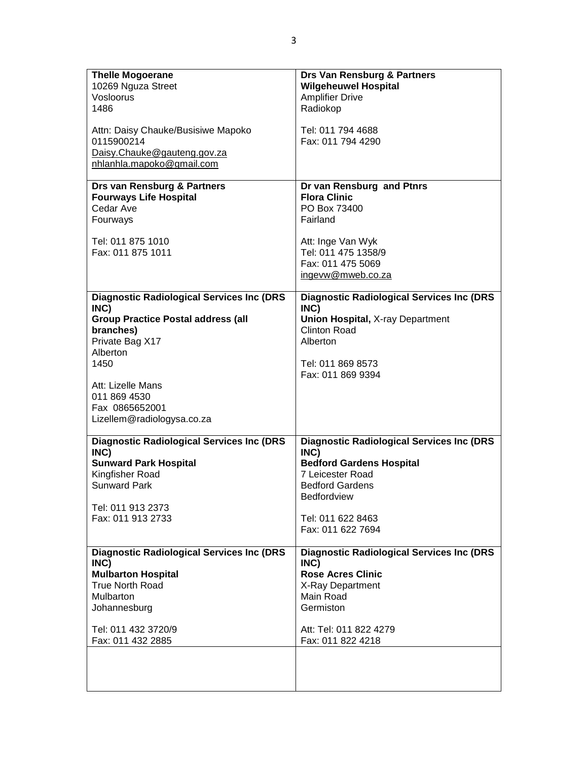| | |
|---|---|
| **Thelle Mogoerane**<br>10269 Nguza Street<br>Vosloorus<br>1486<br><br>Attn: Daisy Chauke/Busisiwe Mapoko<br>0115900214<br>Daisy.Chauke@gauteng.gov.za<br>nhlanhla.mapoko@gmail.com | **Drs Van Rensburg & Partners**<br>**Wilgeheuwel Hospital**<br>Amplifier Drive<br>Radiokop<br><br>Tel: 011 794 4688<br>Fax: 011 794 4290 |
| **Drs van Rensburg & Partners**<br>**Fourways Life Hospital**<br>Cedar Ave<br>Fourways<br><br>Tel: 011 875 1010<br>Fax: 011 875 1011 | **Dr van Rensburg and Ptnrs**<br>**Flora Clinic**<br>PO Box 73400<br>Fairland<br><br>Att: Inge Van Wyk<br>Tel: 011 475 1358/9<br>Fax: 011 475 5069<br>ingevw@mweb.co.za |
| **Diagnostic Radiological Services Inc (DRS INC)**<br>**Group Practice Postal address (all branches)**<br>Private Bag X17<br>Alberton<br>1450<br><br>Att: Lizelle Mans<br>011 869 4530<br>Fax 0865652001<br>Lizellem@radiologysa.co.za | **Diagnostic Radiological Services Inc (DRS INC)**<br>**Union Hospital,** X-ray Department<br>Clinton Road<br>Alberton<br><br>Tel: 011 869 8573<br>Fax: 011 869 9394 |
| **Diagnostic Radiological Services Inc (DRS INC)**<br>**Sunward Park Hospital**<br>Kingfisher Road<br>Sunward Park<br><br>Tel: 011 913 2373<br>Fax: 011 913 2733 | **Diagnostic Radiological Services Inc (DRS INC)**<br>**Bedford Gardens Hospital**<br>7 Leicester Road<br>Bedford Gardens<br>Bedfordview<br><br>Tel: 011 622 8463<br>Fax: 011 622 7694 |
| **Diagnostic Radiological Services Inc (DRS INC)**<br>**Mulbarton Hospital**<br>True North Road<br>Mulbarton<br>Johannesburg<br><br>Tel: 011 432 3720/9<br>Fax: 011 432 2885 | **Diagnostic Radiological Services Inc (DRS INC)**<br>**Rose Acres Clinic**<br>X-Ray Department<br>Main Road<br>Germiston<br><br>Att: Tel: 011 822 4279<br>Fax: 011 822 4218 |
| | |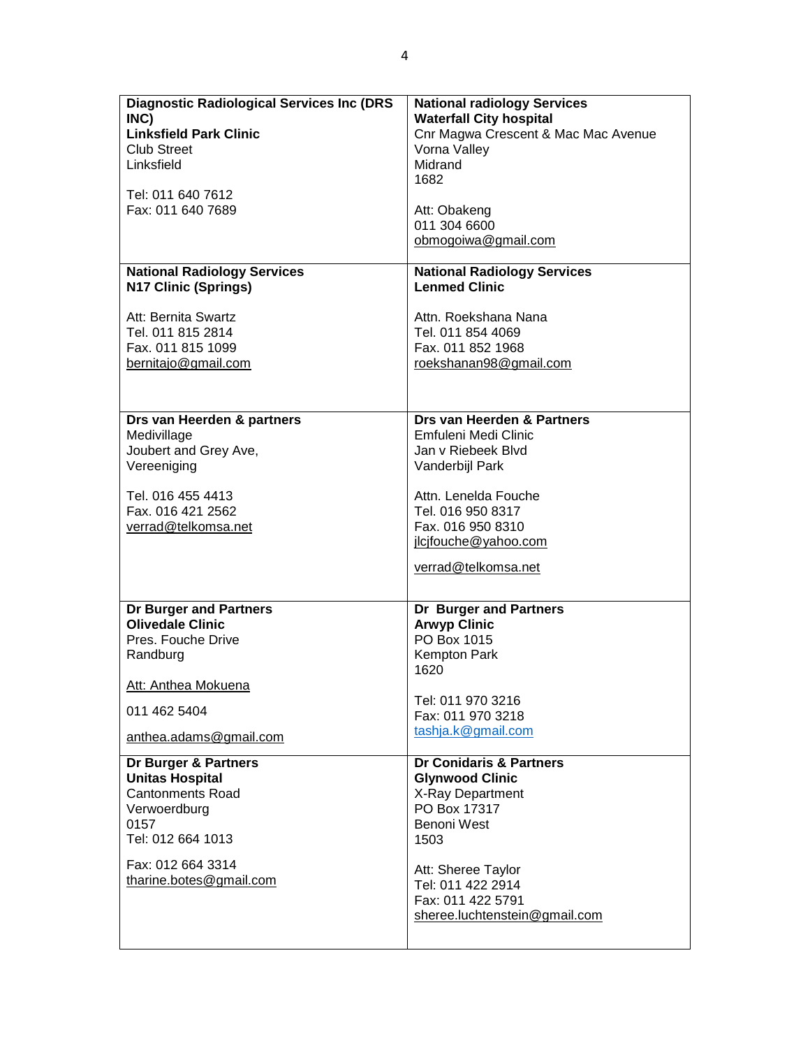| **Diagnostic Radiological Services Inc (DRS INC)**<br>**Linksfield Park Clinic**<br>Club Street<br>Linksfield<br><br>Tel: 011 640 7612<br>Fax: 011 640 7689 | **National radiology Services**<br>**Waterfall City hospital**<br>Cnr Magwa Crescent & Mac Mac Avenue<br>Vorna Valley<br>Midrand<br>1682<br><br>Att: Obakeng<br>011 304 6600<br>obmogoiwa@gmail.com |
|---|---|
| **National Radiology Services**<br>**N17 Clinic (Springs)**<br><br>Att: Bernita Swartz<br>Tel. 011 815 2814<br>Fax. 011 815 1099<br>bernitajo@gmail.com | **National Radiology Services**<br>**Lenmed Clinic**<br><br>Attn. Roekshana Nana<br>Tel. 011 854 4069<br>Fax. 011 852 1968<br>roekshanan98@gmail.com |
| **Drs van Heerden & partners**<br>Medivillage<br>Joubert and Grey Ave,<br>Vereeniging<br><br>Tel. 016 455 4413<br>Fax. 016 421 2562<br>verrad@telkomsa.net | **Drs van Heerden & Partners**<br>Emfuleni Medi Clinic<br>Jan v Riebeek Blvd<br>Vanderbijl Park<br><br>Attn. Lenelda Fouche<br>Tel. 016 950 8317<br>Fax. 016 950 8310<br>jlcjfouche@yahoo.com<br><br>verrad@telkomsa.net |
| **Dr Burger and Partners**<br>**Olivedale Clinic**<br>Pres. Fouche Drive<br>Randburg<br><br>Att: Anthea Mokuena<br><br>011 462 5404<br><br>anthea.adams@gmail.com | **Dr Burger and Partners**<br>**Arwyp Clinic**<br>PO Box 1015<br>Kempton Park<br>1620<br><br>Tel: 011 970 3216<br>Fax: 011 970 3218<br>tashja.k@gmail.com |
| **Dr Burger & Partners**<br>**Unitas Hospital**<br>Cantonments Road<br>Verwoerdburg<br>0157<br>Tel: 012 664 1013<br><br>Fax: 012 664 3314<br>tharine.botes@gmail.com | **Dr Conidaris & Partners**<br>**Glynwood Clinic**<br>X-Ray Department<br>PO Box 17317<br>Benoni West<br>1503<br><br>Att: Sheree Taylor<br>Tel: 011 422 2914<br>Fax: 011 422 5791<br>sheree.luchtenstein@gmail.com |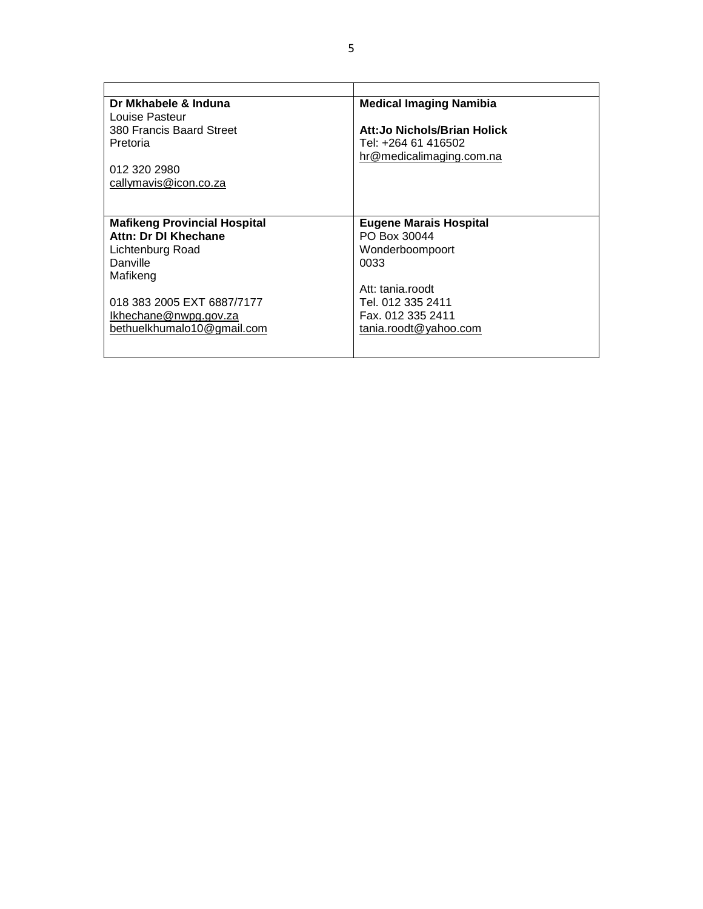| | |
|---|---|
| **Dr Mkhabele & Induna**<br>Louise Pasteur<br>380 Francis Baard Street<br>Pretoria<br><br>012 320 2980<br>callymavis@icon.co.za | **Medical Imaging Namibia**<br><br>**Att:Jo Nichols/Brian Holick**<br>Tel: +264 61 416502<br>hr@medicalimaging.com.na |
| **Mafikeng Provincial Hospital**<br>**Attn: Dr DI Khechane**<br>Lichtenburg Road<br>Danville<br>Mafikeng<br><br>018 383 2005 EXT 6887/7177<br>Ikhechane@nwpg.gov.za<br>bethuelkhumalo10@gmail.com | **Eugene Marais Hospital**<br>PO Box 30044<br>Wonderboompoort<br>0033<br><br>Att: tania.roodt<br>Tel. 012 335 2411<br>Fax. 012 335 2411<br>tania.roodt@yahoo.com |